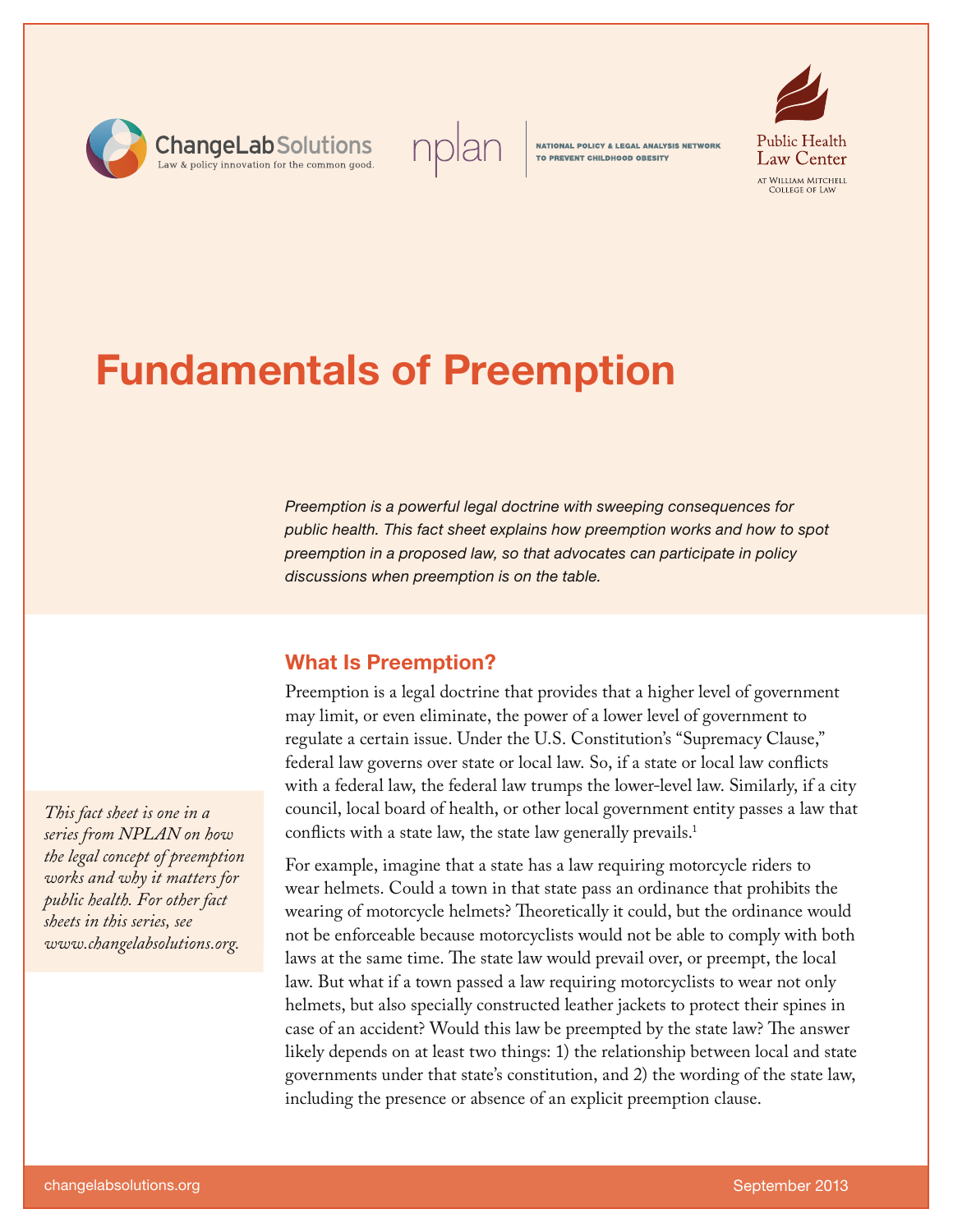# Fundamentals of Preemption

*Preemption is a powerful legal doctrine with sweeping consequences for public health. This fact sheet explains how preemption works and how to spot preemption in a proposed law, so that advocates can participate in policy discussions when preemption is on the table.*

*This fact sheet is one in a series from NPLAN on how the legal concept of preemption works and why it matters for public health. For other fact sheets in this series, see www.changelabsolutions.org.*

## What Is Preemption?

Preemption is a legal doctrine that provides that a higher level of government may limit, or even eliminate, the power of a lower level of government to regulate a certain issue. Under the U.S. Constitution's "Supremacy Clause," federal law governs over state or local law. So, if a state or local law conflicts with a federal law, the federal law trumps the lower-level law. Similarly, if a city council, local board of health, or other local government entity passes a law that conflicts with a state law, the state law generally prevails.[1]

For example, imagine that a state has a law requiring motorcycle riders to wear helmets. Could a town in that state pass an ordinance that prohibits the wearing of motorcycle helmets? Theoretically it could, but the ordinance would not be enforceable because motorcyclists would not be able to comply with both laws at the same time. The state law would prevail over, or preempt, the local law. But what if a town passed a law requiring motorcyclists to wear not only helmets, but also specially constructed leather jackets to protect their spines in case of an accident? Would this law be preempted by the state law? The answer likely depends on at least two things: 1) the relationship between local and state governments under that state's constitution, and 2) the wording of the state law, including the presence or absence of an explicit preemption clause.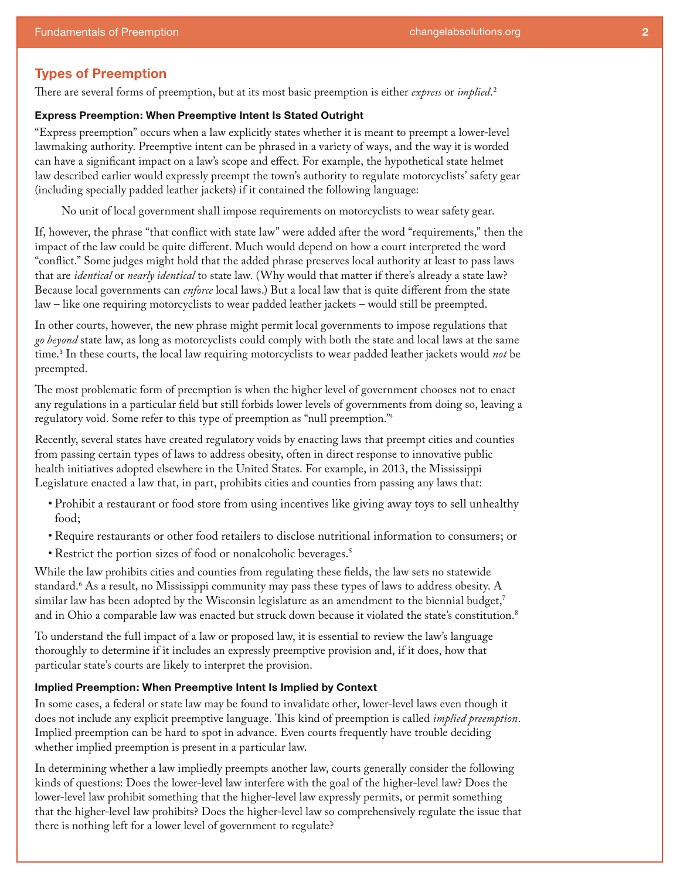## Types of Preemption

There are several forms of preemption, but at its most basic preemption is either *express* or *implied*.[2]

### Express Preemption: When Preemptive Intent Is Stated Outright

"Express preemption" occurs when a law explicitly states whether it is meant to preempt a lower-level lawmaking authority. Preemptive intent can be phrased in a variety of ways, and the way it is worded can have a significant impact on a law's scope and effect. For example, the hypothetical state helmet law described earlier would expressly preempt the town's authority to regulate motorcyclists' safety gear (including specially padded leather jackets) if it contained the following language:

> No unit of local government shall impose requirements on motorcyclists to wear safety gear.

If, however, the phrase "that conflict with state law" were added after the word "requirements," then the impact of the law could be quite different. Much would depend on how a court interpreted the word "conflict." Some judges might hold that the added phrase preserves local authority at least to pass laws that are *identical* or *nearly identical* to state law. (Why would that matter if there's already a state law? Because local governments can *enforce* local laws.) But a local law that is quite different from the state law – like one requiring motorcyclists to wear padded leather jackets – would still be preempted.

In other courts, however, the new phrase might permit local governments to impose regulations that *go beyond* state law, as long as motorcyclists could comply with both the state and local laws at the same time.[3] In these courts, the local law requiring motorcyclists to wear padded leather jackets would *not* be preempted.

The most problematic form of preemption is when the higher level of government chooses not to enact any regulations in a particular field but still forbids lower levels of governments from doing so, leaving a regulatory void. Some refer to this type of preemption as "null preemption."[4]

Recently, several states have created regulatory voids by enacting laws that preempt cities and counties from passing certain types of laws to address obesity, often in direct response to innovative public health initiatives adopted elsewhere in the United States. For example, in 2013, the Mississippi Legislature enacted a law that, in part, prohibits cities and counties from passing any laws that:

- Prohibit a restaurant or food store from using incentives like giving away toys to sell unhealthy food;
- Require restaurants or other food retailers to disclose nutritional information to consumers; or
- Restrict the portion sizes of food or nonalcoholic beverages.[5]

While the law prohibits cities and counties from regulating these fields, the law sets no statewide standard.[6] As a result, no Mississippi community may pass these types of laws to address obesity. A similar law has been adopted by the Wisconsin legislature as an amendment to the biennial budget,[7] and in Ohio a comparable law was enacted but struck down because it violated the state's constitution.[8]

To understand the full impact of a law or proposed law, it is essential to review the law's language thoroughly to determine if it includes an expressly preemptive provision and, if it does, how that particular state's courts are likely to interpret the provision.

### Implied Preemption: When Preemptive Intent Is Implied by Context

In some cases, a federal or state law may be found to invalidate other, lower-level laws even though it does not include any explicit preemptive language. This kind of preemption is called *implied preemption*. Implied preemption can be hard to spot in advance. Even courts frequently have trouble deciding whether implied preemption is present in a particular law.

In determining whether a law impliedly preempts another law, courts generally consider the following kinds of questions: Does the lower-level law interfere with the goal of the higher-level law? Does the lower-level law prohibit something that the higher-level law expressly permits, or permit something that the higher-level law prohibits? Does the higher-level law so comprehensively regulate the issue that there is nothing left for a lower level of government to regulate?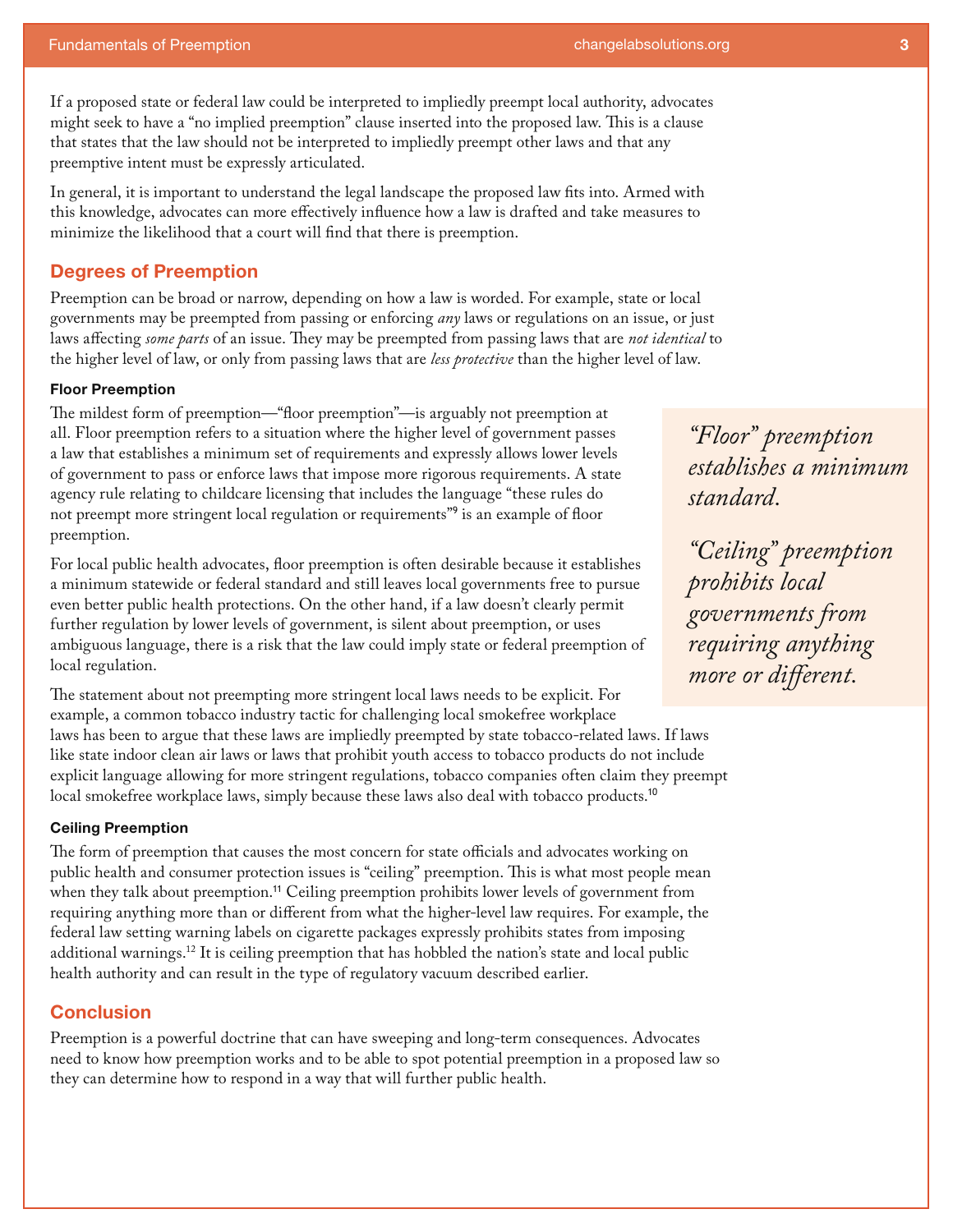If a proposed state or federal law could be interpreted to impliedly preempt local authority, advocates might seek to have a "no implied preemption" clause inserted into the proposed law. This is a clause that states that the law should not be interpreted to impliedly preempt other laws and that any preemptive intent must be expressly articulated.

In general, it is important to understand the legal landscape the proposed law fits into. Armed with this knowledge, advocates can more effectively influence how a law is drafted and take measures to minimize the likelihood that a court will find that there is preemption.

## Degrees of Preemption

Preemption can be broad or narrow, depending on how a law is worded. For example, state or local governments may be preempted from passing or enforcing *any* laws or regulations on an issue, or just laws affecting *some parts* of an issue. They may be preempted from passing laws that are *not identical* to the higher level of law, or only from passing laws that are *less protective* than the higher level of law.

### Floor Preemption

The mildest form of preemption—"floor preemption"—is arguably not preemption at all. Floor preemption refers to a situation where the higher level of government passes a law that establishes a minimum set of requirements and expressly allows lower levels of government to pass or enforce laws that impose more rigorous requirements. A state agency rule relating to childcare licensing that includes the language "these rules do not preempt more stringent local regulation or requirements"[9] is an example of floor preemption.

For local public health advocates, floor preemption is often desirable because it establishes a minimum statewide or federal standard and still leaves local governments free to pursue even better public health protections. On the other hand, if a law doesn't clearly permit further regulation by lower levels of government, is silent about preemption, or uses ambiguous language, there is a risk that the law could imply state or federal preemption of local regulation.

> *"Floor" preemption establishes a minimum standard.*
>
> *"Ceiling" preemption prohibits local governments from requiring anything more or different.*

The statement about not preempting more stringent local laws needs to be explicit. For example, a common tobacco industry tactic for challenging local smokefree workplace laws has been to argue that these laws are impliedly preempted by state tobacco-related laws. If laws like state indoor clean air laws or laws that prohibit youth access to tobacco products do not include explicit language allowing for more stringent regulations, tobacco companies often claim they preempt local smokefree workplace laws, simply because these laws also deal with tobacco products.[10]

### Ceiling Preemption

The form of preemption that causes the most concern for state officials and advocates working on public health and consumer protection issues is "ceiling" preemption. This is what most people mean when they talk about preemption.[11] Ceiling preemption prohibits lower levels of government from requiring anything more than or different from what the higher-level law requires. For example, the federal law setting warning labels on cigarette packages expressly prohibits states from imposing additional warnings.[12] It is ceiling preemption that has hobbled the nation's state and local public health authority and can result in the type of regulatory vacuum described earlier.

## Conclusion

Preemption is a powerful doctrine that can have sweeping and long-term consequences. Advocates need to know how preemption works and to be able to spot potential preemption in a proposed law so they can determine how to respond in a way that will further public health.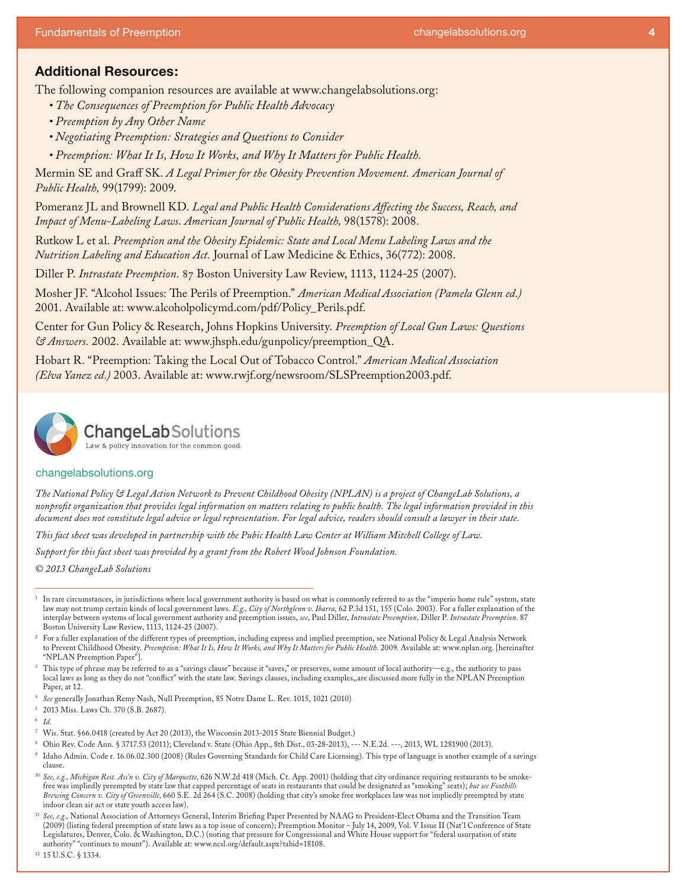## Additional Resources:

The following companion resources are available at www.changelabsolutions.org:

- *The Consequences of Preemption for Public Health Advocacy*
- *Preemption by Any Other Name*
- *Negotiating Preemption: Strategies and Questions to Consider*
- *Preemption: What It Is, How It Works, and Why It Matters for Public Health.*

Mermin SE and Graff SK. *A Legal Primer for the Obesity Prevention Movement. American Journal of Public Health,* 99(1799): 2009.

Pomeranz JL and Brownell KD. *Legal and Public Health Considerations Affecting the Success, Reach, and Impact of Menu-Labeling Laws. American Journal of Public Health,* 98(1578): 2008.

Rutkow L et al. *Preemption and the Obesity Epidemic: State and Local Menu Labeling Laws and the Nutrition Labeling and Education Act.* Journal of Law Medicine & Ethics, 36(772): 2008.

Diller P. *Intrastate Preemption*. 87 Boston University Law Review, 1113, 1124-25 (2007).

Mosher JF. "Alcohol Issues: The Perils of Preemption." *American Medical Association (Pamela Glenn ed.)* 2001. Available at: www.alcoholpolicymd.com/pdf/Policy_Perils.pdf.

Center for Gun Policy & Research, Johns Hopkins University. *Preemption of Local Gun Laws: Questions & Answers.* 2002. Available at: www.jhsph.edu/gunpolicy/preemption_QA.

Hobart R. "Preemption: Taking the Local Out of Tobacco Control." *American Medical Association (Elva Yanez ed.)* 2003. Available at: www.rwjf.org/newsroom/SLSPreemption2003.pdf.

ChangeLab Solutions
Law & policy innovation for the common good.

changelabsolutions.org

*The National Policy & Legal Action Network to Prevent Childhood Obesity (NPLAN) is a project of ChangeLab Solutions, a nonprofit organization that provides legal information on matters relating to public health. The legal information provided in this document does not constitute legal advice or legal representation. For legal advice, readers should consult a lawyer in their state.*

*This fact sheet was developed in partnership with the Pubic Health Law Center at William Mitchell College of Law.*

*Support for this fact sheet was provided by a grant from the Robert Wood Johnson Foundation.*

*© 2013 ChangeLab Solutions*

---

[1] In rare circumstances, in jurisdictions where local government authority is based on what is commonly referred to as the "imperio home rule" system, state law may not trump certain kinds of local government laws. *E.g., City of Northglenn v. Ibarra,* 62 P.3d 151, 155 (Colo. 2003). For a fuller explanation of the interplay between systems of local government authority and preemption issues, *see*, Paul Diller, *Intrastate Preemption,* Diller P. *Intrastate Preemption.* 87 Boston University Law Review, 1113, 1124-25 (2007).

[2] For a fuller explanation of the different types of preemption, including express and implied preemption, see National Policy & Legal Analysis Network to Prevent Childhood Obesity. *Preemption: What It Is, How It Works, and Why It Matters for Public Health.* 2009. Available at: www.nplan.org. [hereinafter "NPLAN Preemption Paper"].

[3] This type of phrase may be referred to as a "savings clause" because it "saves," or preserves, some amount of local authority—e.g., the authority to pass local laws as long as they do not "conflict" with the state law. Savings clauses, including examples,,are discussed more fully in the NPLAN Preemption Paper, at 12.

[4] *See* generally Jonathan Remy Nash, Null Preemption, 85 Notre Dame L. Rev. 1015, 1021 (2010)

[5] 2013 Miss. Laws Ch. 370 (S.B. 2687).

[6] *Id.*

[7] Wis. Stat. §66.0418 (created by Act 20 (2013), the Wisconsin 2013-2015 State Biennial Budget.)

[8] Ohio Rev. Code Ann. § 3717.53 (2011); Cleveland v. State (Ohio App., 8th Dist., 03-28-2013), --- N.E.2d. ---, 2013, WL 1281900 (2013).

[9] Idaho Admin. Code r. 16.06.02.300 (2008) (Rules Governing Standards for Child Care Licensing). This type of language is another example of a savings clause.

[10] *See, e.g., Michigan Rest. Ass'n v. City of Marquette,* 626 N.W.2d 418 (Mich. Ct. App. 2001) (holding that city ordinance requiring restaurants to be smoke-free was impliedly preempted by state law that capped percentage of seats in restaurants that could be designated as "smoking" seats); *but see Foothills Brewing Concern v. City of Greenville,* 660 S.E. 2d 264 (S.C. 2008) (holding that city's smoke free workplaces law was not impliedly preempted by state indoor clean air act or state youth access law).

[11] *See, e.g.,* National Association of Attorneys General, Interim Briefing Paper Presented by NAAG to President-Elect Obama and the Transition Team (2009) (listing federal preemption of state laws as a top issue of concern); Preemption Monitor – July 14, 2009, Vol. V Issue II (Nat'l Conference of State Legislatures, Denver, Colo. & Washington, D.C.) (noting that pressure for Congressional and White House support for "federal usurpation of state authority" "continues to mount"). Available at: www.ncsl.org/default.aspx?tabid=18108.

[12] 15 U.S.C. § 1334.